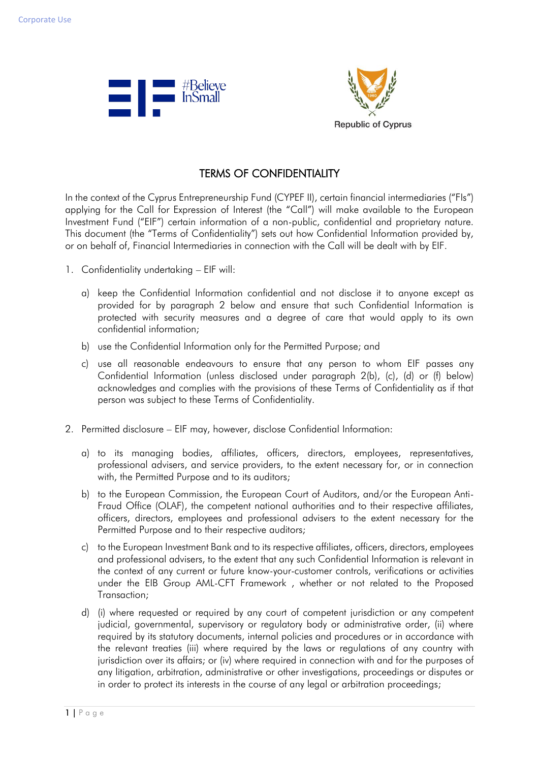# TERMS OF CONFIDENTIALITY

In the context of the Cyprus Entrepreneurship Fund (CYPEF II), certain financial intermediaries ("FIs") applying for the Call for Expression of Interest (the "Call") will make available to the European Investment Fund ("EIF") certain information of a non-public, confidential and proprietary nature. This document (the "Terms of Confidentiality") sets out how Confidential Information provided by, or on behalf of, Financial Intermediaries in connection with the Call will be dealt with by EIF.

1. Confidentiality undertaking – EIF will:

    a) keep the Confidential Information confidential and not disclose it to anyone except as provided for by paragraph 2 below and ensure that such Confidential Information is protected with security measures and a degree of care that would apply to its own confidential information;

    b) use the Confidential Information only for the Permitted Purpose; and

    c) use all reasonable endeavours to ensure that any person to whom EIF passes any Confidential Information (unless disclosed under paragraph 2(b), (c), (d) or (f) below) acknowledges and complies with the provisions of these Terms of Confidentiality as if that person was subject to these Terms of Confidentiality.

2. Permitted disclosure – EIF may, however, disclose Confidential Information:

    a) to its managing bodies, affiliates, officers, directors, employees, representatives, professional advisers, and service providers, to the extent necessary for, or in connection with, the Permitted Purpose and to its auditors;

    b) to the European Commission, the European Court of Auditors, and/or the European Anti-Fraud Office (OLAF), the competent national authorities and to their respective affiliates, officers, directors, employees and professional advisers to the extent necessary for the Permitted Purpose and to their respective auditors;

    c) to the European Investment Bank and to its respective affiliates, officers, directors, employees and professional advisers, to the extent that any such Confidential Information is relevant in the context of any current or future know-your-customer controls, verifications or activities under the EIB Group AML-CFT Framework , whether or not related to the Proposed Transaction;

    d) (i) where requested or required by any court of competent jurisdiction or any competent judicial, governmental, supervisory or regulatory body or administrative order, (ii) where required by its statutory documents, internal policies and procedures or in accordance with the relevant treaties (iii) where required by the laws or regulations of any country with jurisdiction over its affairs; or (iv) where required in connection with and for the purposes of any litigation, arbitration, administrative or other investigations, proceedings or disputes or in order to protect its interests in the course of any legal or arbitration proceedings;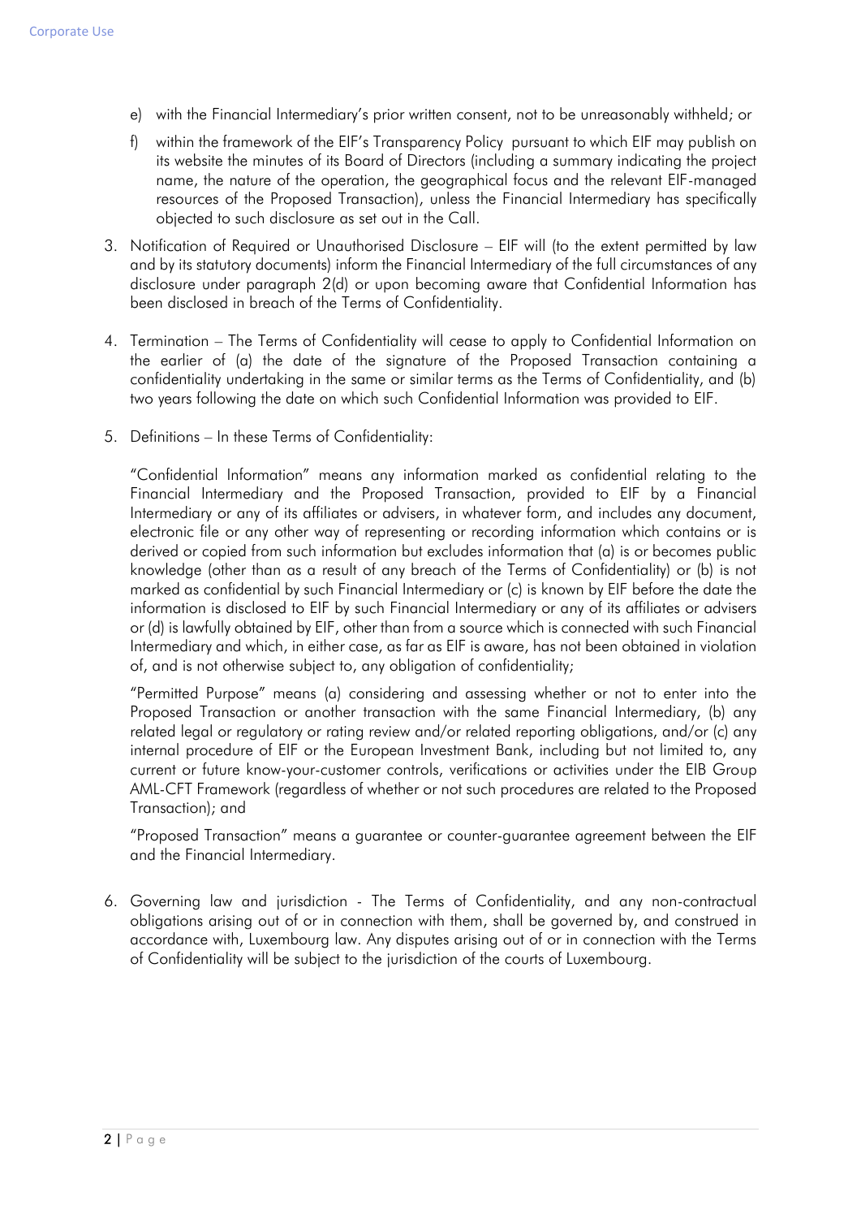e) with the Financial Intermediary's prior written consent, not to be unreasonably withheld; or

f) within the framework of the EIF's Transparency Policy pursuant to which EIF may publish on its website the minutes of its Board of Directors (including a summary indicating the project name, the nature of the operation, the geographical focus and the relevant EIF-managed resources of the Proposed Transaction), unless the Financial Intermediary has specifically objected to such disclosure as set out in the Call.

3. Notification of Required or Unauthorised Disclosure – EIF will (to the extent permitted by law and by its statutory documents) inform the Financial Intermediary of the full circumstances of any disclosure under paragraph 2(d) or upon becoming aware that Confidential Information has been disclosed in breach of the Terms of Confidentiality.

4. Termination – The Terms of Confidentiality will cease to apply to Confidential Information on the earlier of (a) the date of the signature of the Proposed Transaction containing a confidentiality undertaking in the same or similar terms as the Terms of Confidentiality, and (b) two years following the date on which such Confidential Information was provided to EIF.

5. Definitions – In these Terms of Confidentiality:

   "Confidential Information" means any information marked as confidential relating to the Financial Intermediary and the Proposed Transaction, provided to EIF by a Financial Intermediary or any of its affiliates or advisers, in whatever form, and includes any document, electronic file or any other way of representing or recording information which contains or is derived or copied from such information but excludes information that (a) is or becomes public knowledge (other than as a result of any breach of the Terms of Confidentiality) or (b) is not marked as confidential by such Financial Intermediary or (c) is known by EIF before the date the information is disclosed to EIF by such Financial Intermediary or any of its affiliates or advisers or (d) is lawfully obtained by EIF, other than from a source which is connected with such Financial Intermediary and which, in either case, as far as EIF is aware, has not been obtained in violation of, and is not otherwise subject to, any obligation of confidentiality;

   "Permitted Purpose" means (a) considering and assessing whether or not to enter into the Proposed Transaction or another transaction with the same Financial Intermediary, (b) any related legal or regulatory or rating review and/or related reporting obligations, and/or (c) any internal procedure of EIF or the European Investment Bank, including but not limited to, any current or future know-your-customer controls, verifications or activities under the EIB Group AML-CFT Framework (regardless of whether or not such procedures are related to the Proposed Transaction); and

   "Proposed Transaction" means a guarantee or counter-guarantee agreement between the EIF and the Financial Intermediary.

6. Governing law and jurisdiction - The Terms of Confidentiality, and any non-contractual obligations arising out of or in connection with them, shall be governed by, and construed in accordance with, Luxembourg law. Any disputes arising out of or in connection with the Terms of Confidentiality will be subject to the jurisdiction of the courts of Luxembourg.